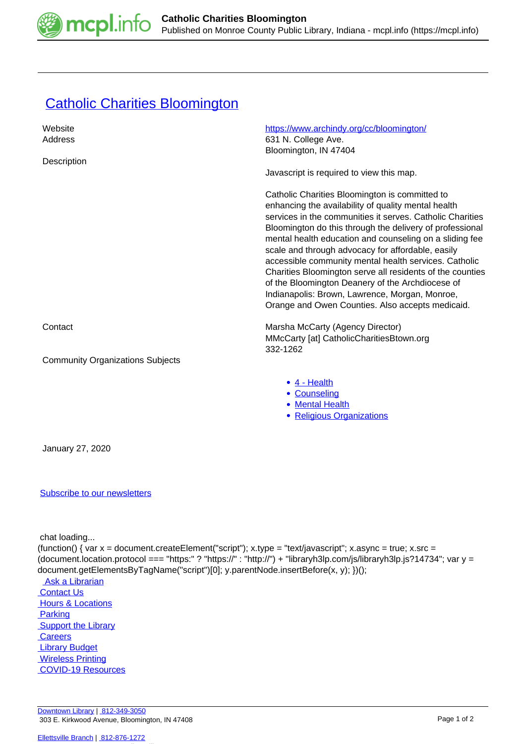# Catholic Charities Bloomington

| | |
|---|---|
| Website | https://www.archindy.org/cc/bloomington/ |
| Address | 631 N. College Ave.<br>Bloomington, IN 47404 |
| Description | Javascript is required to view this map.<br><br>Catholic Charities Bloomington is committed to enhancing the availability of quality mental health services in the communities it serves. Catholic Charities Bloomington do this through the delivery of professional mental health education and counseling on a sliding fee scale and through advocacy for affordable, easily accessible community mental health services. Catholic Charities Bloomington serve all residents of the counties of the Bloomington Deanery of the Archdiocese of Indianapolis: Brown, Lawrence, Morgan, Monroe, Orange and Owen Counties. Also accepts medicaid. |
| Contact | Marsha McCarty (Agency Director)<br>MMcCarty [at] CatholicCharitiesBtown.org<br>332-1262 |
| Community Organizations Subjects | • 4 - Health<br>• Counseling<br>• Mental Health<br>• Religious Organizations |

January 27, 2020

Subscribe to our newsletters

chat loading...

```
(function() { var x = document.createElement("script"); x.type = "text/javascript"; x.async = true; x.src = (document.location.protocol === "https:" ? "https://" : "http://") + "libraryh3lp.com/js/libraryh3lp.js?14734"; var y = document.getElementsByTagName("script")[0]; y.parentNode.insertBefore(x, y); })();
```

Ask a Librarian
Contact Us
Hours & Locations
Parking
Support the Library
Careers
Library Budget
Wireless Printing
COVID-19 Resources

Downtown Library | 812-349-3050
303 E. Kirkwood Avenue, Bloomington, IN 47408

Ellettsville Branch | 812-876-1272